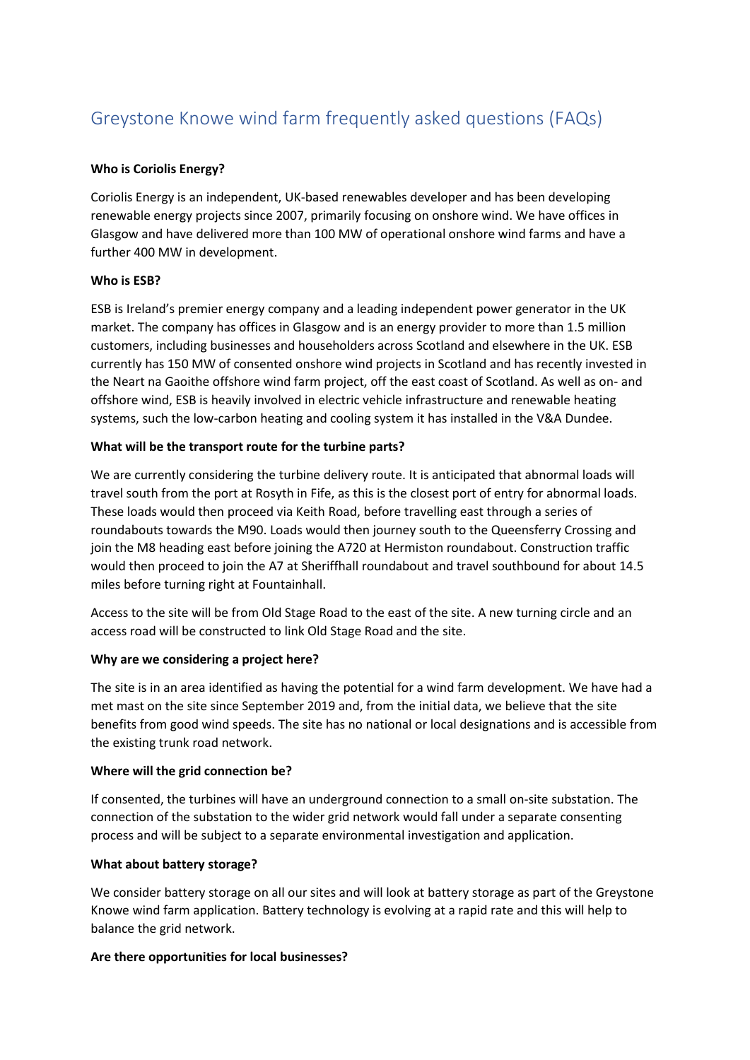# Greystone Knowe wind farm frequently asked questions (FAQs)

**Who is Coriolis Energy?**

Coriolis Energy is an independent, UK-based renewables developer and has been developing renewable energy projects since 2007, primarily focusing on onshore wind. We have offices in Glasgow and have delivered more than 100 MW of operational onshore wind farms and have a further 400 MW in development.

**Who is ESB?**

ESB is Ireland's premier energy company and a leading independent power generator in the UK market. The company has offices in Glasgow and is an energy provider to more than 1.5 million customers, including businesses and householders across Scotland and elsewhere in the UK. ESB currently has 150 MW of consented onshore wind projects in Scotland and has recently invested in the Neart na Gaoithe offshore wind farm project, off the east coast of Scotland. As well as on- and offshore wind, ESB is heavily involved in electric vehicle infrastructure and renewable heating systems, such the low-carbon heating and cooling system it has installed in the V&A Dundee.

**What will be the transport route for the turbine parts?**

We are currently considering the turbine delivery route. It is anticipated that abnormal loads will travel south from the port at Rosyth in Fife, as this is the closest port of entry for abnormal loads. These loads would then proceed via Keith Road, before travelling east through a series of roundabouts towards the M90. Loads would then journey south to the Queensferry Crossing and join the M8 heading east before joining the A720 at Hermiston roundabout. Construction traffic would then proceed to join the A7 at Sheriffhall roundabout and travel southbound for about 14.5 miles before turning right at Fountainhall.

Access to the site will be from Old Stage Road to the east of the site. A new turning circle and an access road will be constructed to link Old Stage Road and the site.

**Why are we considering a project here?**

The site is in an area identified as having the potential for a wind farm development. We have had a met mast on the site since September 2019 and, from the initial data, we believe that the site benefits from good wind speeds. The site has no national or local designations and is accessible from the existing trunk road network.

**Where will the grid connection be?**

If consented, the turbines will have an underground connection to a small on-site substation. The connection of the substation to the wider grid network would fall under a separate consenting process and will be subject to a separate environmental investigation and application.

**What about battery storage?**

We consider battery storage on all our sites and will look at battery storage as part of the Greystone Knowe wind farm application. Battery technology is evolving at a rapid rate and this will help to balance the grid network.

**Are there opportunities for local businesses?**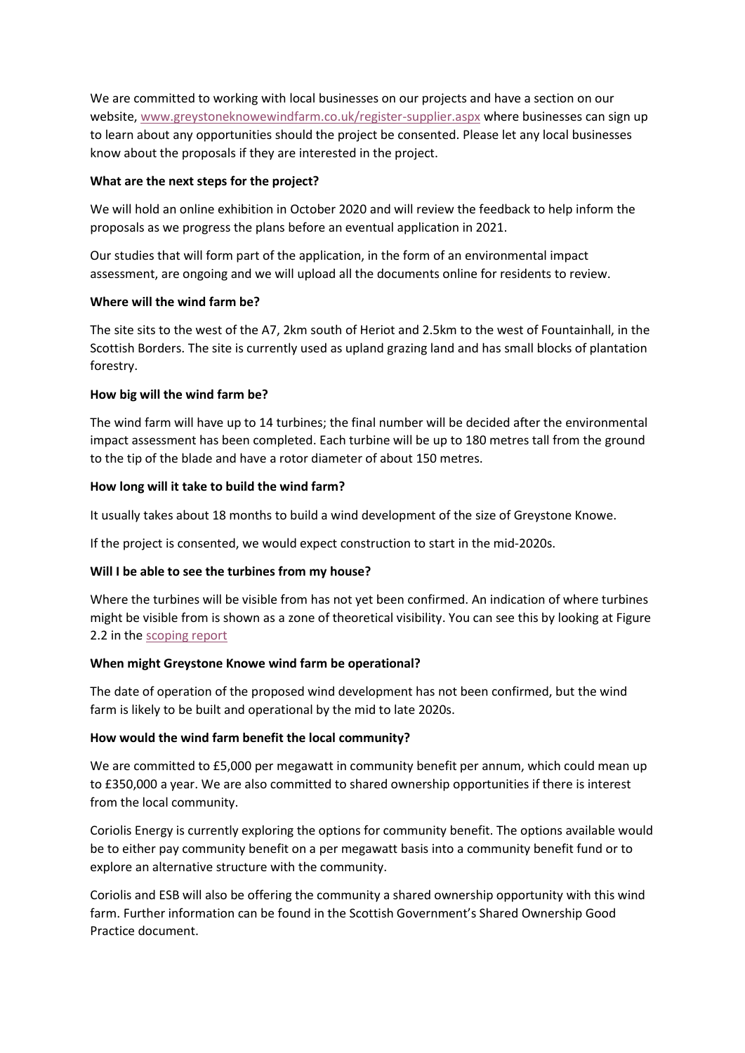We are committed to working with local businesses on our projects and have a section on our website, [www.greystoneknowewindfarm.co.uk/register-supplier.aspx](www.greystoneknowewindfarm.co.uk/register-supplier.aspx) where businesses can sign up to learn about any opportunities should the project be consented. Please let any local businesses know about the proposals if they are interested in the project.

**What are the next steps for the project?**

We will hold an online exhibition in October 2020 and will review the feedback to help inform the proposals as we progress the plans before an eventual application in 2021.

Our studies that will form part of the application, in the form of an environmental impact assessment, are ongoing and we will upload all the documents online for residents to review.

**Where will the wind farm be?**

The site sits to the west of the A7, 2km south of Heriot and 2.5km to the west of Fountainhall, in the Scottish Borders. The site is currently used as upland grazing land and has small blocks of plantation forestry.

**How big will the wind farm be?**

The wind farm will have up to 14 turbines; the final number will be decided after the environmental impact assessment has been completed. Each turbine will be up to 180 metres tall from the ground to the tip of the blade and have a rotor diameter of about 150 metres.

**How long will it take to build the wind farm?**

It usually takes about 18 months to build a wind development of the size of Greystone Knowe.

If the project is consented, we would expect construction to start in the mid-2020s.

**Will I be able to see the turbines from my house?**

Where the turbines will be visible from has not yet been confirmed. An indication of where turbines might be visible from is shown as a zone of theoretical visibility. You can see this by looking at Figure 2.2 in the scoping report

**When might Greystone Knowe wind farm be operational?**

The date of operation of the proposed wind development has not been confirmed, but the wind farm is likely to be built and operational by the mid to late 2020s.

**How would the wind farm benefit the local community?**

We are committed to £5,000 per megawatt in community benefit per annum, which could mean up to £350,000 a year. We are also committed to shared ownership opportunities if there is interest from the local community.

Coriolis Energy is currently exploring the options for community benefit. The options available would be to either pay community benefit on a per megawatt basis into a community benefit fund or to explore an alternative structure with the community.

Coriolis and ESB will also be offering the community a shared ownership opportunity with this wind farm. Further information can be found in the Scottish Government's Shared Ownership Good Practice document.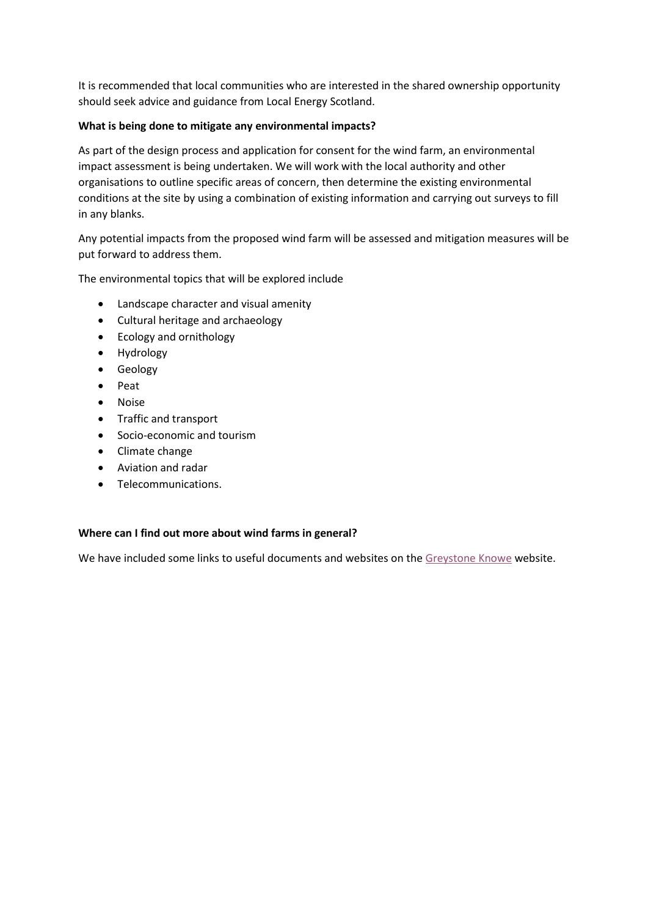It is recommended that local communities who are interested in the shared ownership opportunity should seek advice and guidance from Local Energy Scotland.

**What is being done to mitigate any environmental impacts?**

As part of the design process and application for consent for the wind farm, an environmental impact assessment is being undertaken. We will work with the local authority and other organisations to outline specific areas of concern, then determine the existing environmental conditions at the site by using a combination of existing information and carrying out surveys to fill in any blanks.

Any potential impacts from the proposed wind farm will be assessed and mitigation measures will be put forward to address them.

The environmental topics that will be explored include

- Landscape character and visual amenity
- Cultural heritage and archaeology
- Ecology and ornithology
- Hydrology
- Geology
- Peat
- Noise
- Traffic and transport
- Socio-economic and tourism
- Climate change
- Aviation and radar
- Telecommunications.

**Where can I find out more about wind farms in general?**

We have included some links to useful documents and websites on the Greystone Knowe website.